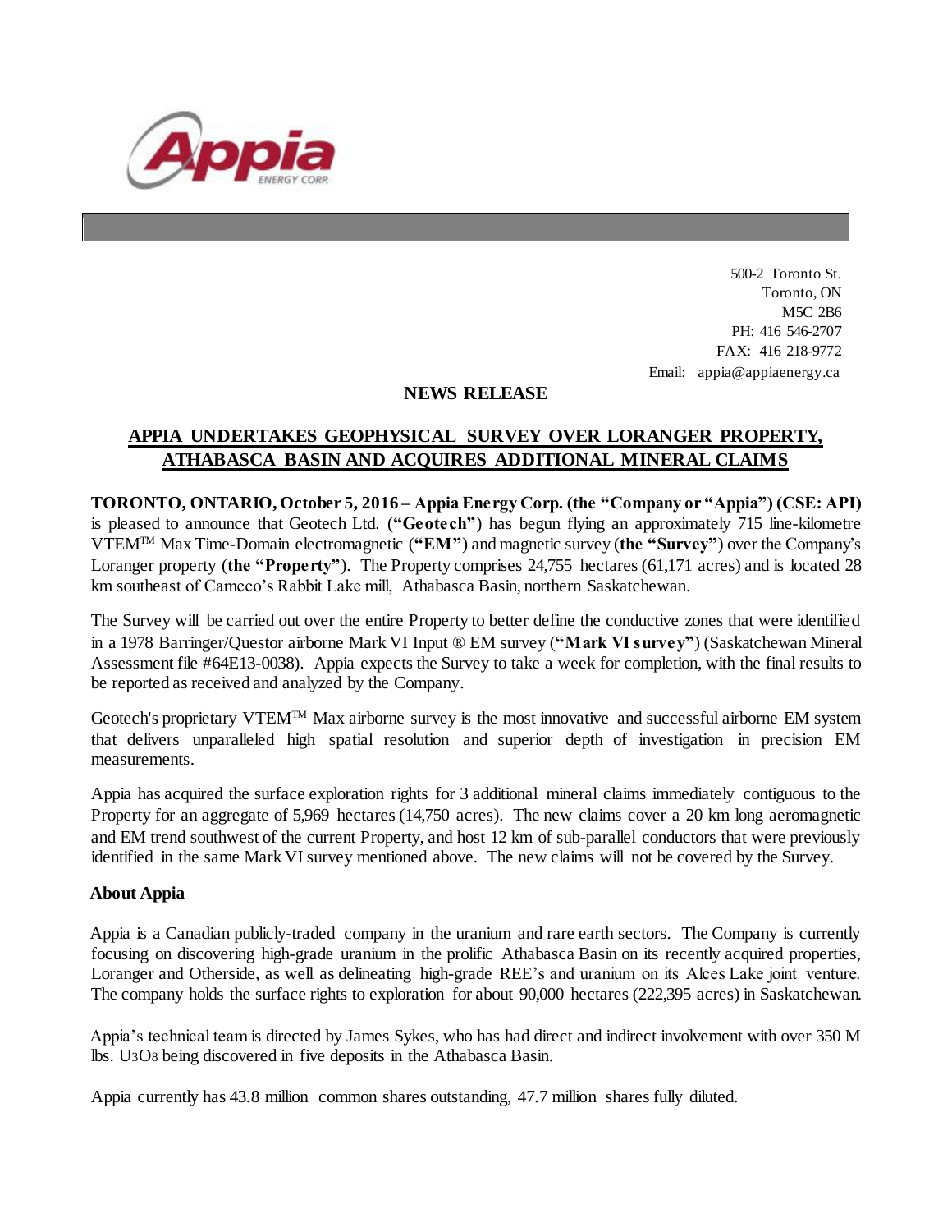500-2 Toronto St.
Toronto, ON
M5C 2B6
PH: 416 546-2707
FAX: 416 218-9772
Email: appia@appiaenergy.ca

## NEWS RELEASE

## APPIA UNDERTAKES GEOPHYSICAL SURVEY OVER LORANGER PROPERTY, ATHABASCA BASIN AND ACQUIRES ADDITIONAL MINERAL CLAIMS

**TORONTO, ONTARIO, October 5, 2016 – Appia Energy Corp. (the "Company or "Appia") (CSE: API)** is pleased to announce that Geotech Ltd. (**"Geotech"**) has begun flying an approximately 715 line-kilometre VTEM™ Max Time-Domain electromagnetic (**"EM"**) and magnetic survey (**the "Survey"**) over the Company's Loranger property (**the "Property"**). The Property comprises 24,755 hectares (61,171 acres) and is located 28 km southeast of Cameco's Rabbit Lake mill, Athabasca Basin, northern Saskatchewan.

The Survey will be carried out over the entire Property to better define the conductive zones that were identified in a 1978 Barringer/Questor airborne Mark VI Input ® EM survey (**"Mark VI survey"**) (Saskatchewan Mineral Assessment file #64E13-0038). Appia expects the Survey to take a week for completion, with the final results to be reported as received and analyzed by the Company.

Geotech's proprietary VTEM™ Max airborne survey is the most innovative and successful airborne EM system that delivers unparalleled high spatial resolution and superior depth of investigation in precision EM measurements.

Appia has acquired the surface exploration rights for 3 additional mineral claims immediately contiguous to the Property for an aggregate of 5,969 hectares (14,750 acres). The new claims cover a 20 km long aeromagnetic and EM trend southwest of the current Property, and host 12 km of sub-parallel conductors that were previously identified in the same Mark VI survey mentioned above. The new claims will not be covered by the Survey.

### About Appia

Appia is a Canadian publicly-traded company in the uranium and rare earth sectors. The Company is currently focusing on discovering high-grade uranium in the prolific Athabasca Basin on its recently acquired properties, Loranger and Otherside, as well as delineating high-grade REE's and uranium on its Alces Lake joint venture. The company holds the surface rights to exploration for about 90,000 hectares (222,395 acres) in Saskatchewan.

Appia's technical team is directed by James Sykes, who has had direct and indirect involvement with over 350 M lbs. $U_3O_8$ being discovered in five deposits in the Athabasca Basin.

Appia currently has 43.8 million common shares outstanding, 47.7 million shares fully diluted.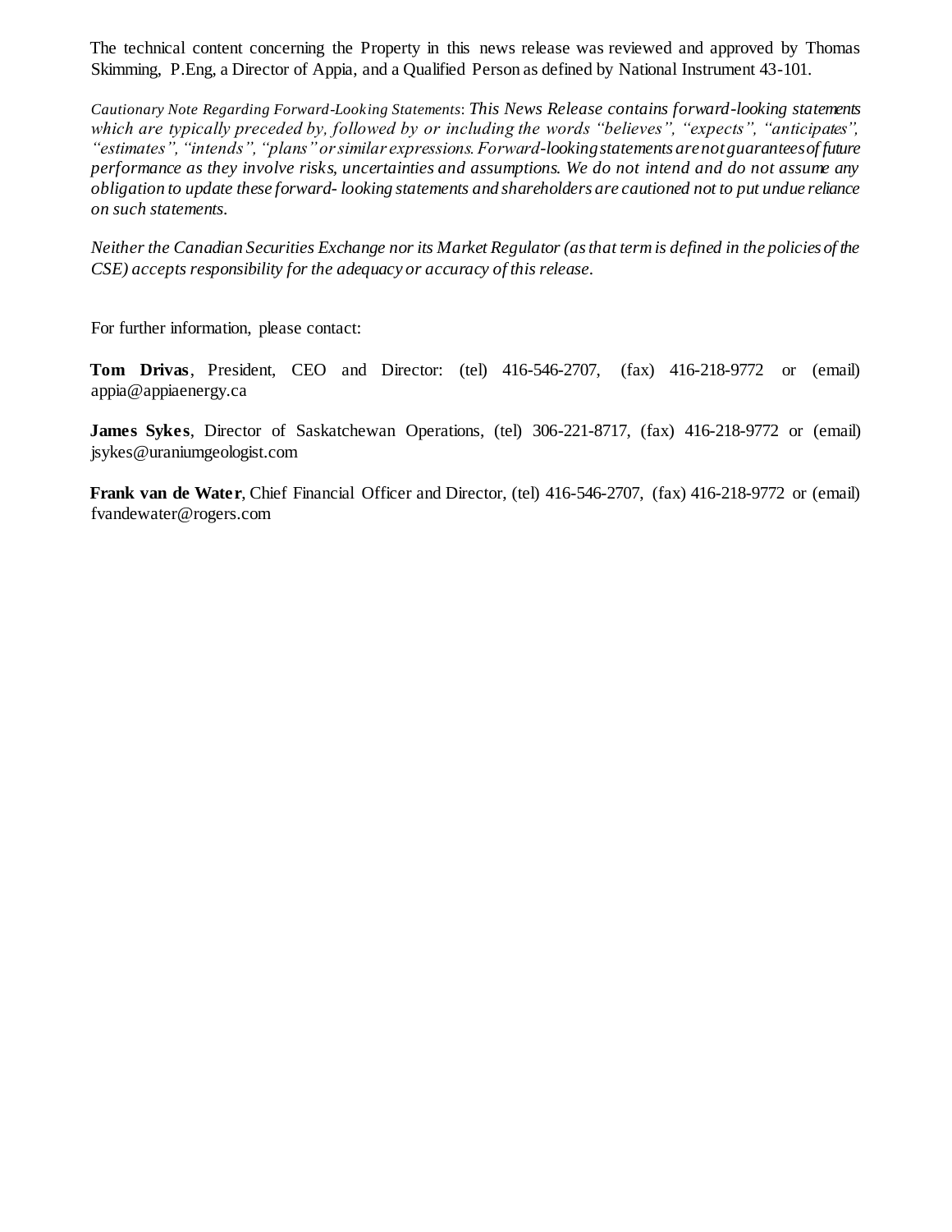The technical content concerning the Property in this news release was reviewed and approved by Thomas Skimming, P.Eng, a Director of Appia, and a Qualified Person as defined by National Instrument 43-101.

*Cautionary Note Regarding Forward-Looking Statements*: *This News Release contains forward-looking statements which are typically preceded by, followed by or including the words "believes", "expects", "anticipates", "estimates", "intends", "plans" or similar expressions. Forward-looking statements are not guarantees of future performance as they involve risks, uncertainties and assumptions. We do not intend and do not assume any obligation to update these forward- looking statements and shareholders are cautioned not to put undue reliance on such statements.*

*Neither the Canadian Securities Exchange nor its Market Regulator (as that term is defined in the policies of the CSE) accepts responsibility for the adequacy or accuracy of this release.*

For further information, please contact:

**Tom Drivas**, President, CEO and Director: (tel) 416-546-2707, (fax) 416-218-9772 or (email) appia@appiaenergy.ca

**James Sykes**, Director of Saskatchewan Operations, (tel) 306-221-8717, (fax) 416-218-9772 or (email) jsykes@uraniumgeologist.com

**Frank van de Water**, Chief Financial Officer and Director, (tel) 416-546-2707, (fax) 416-218-9772 or (email) fvandewater@rogers.com